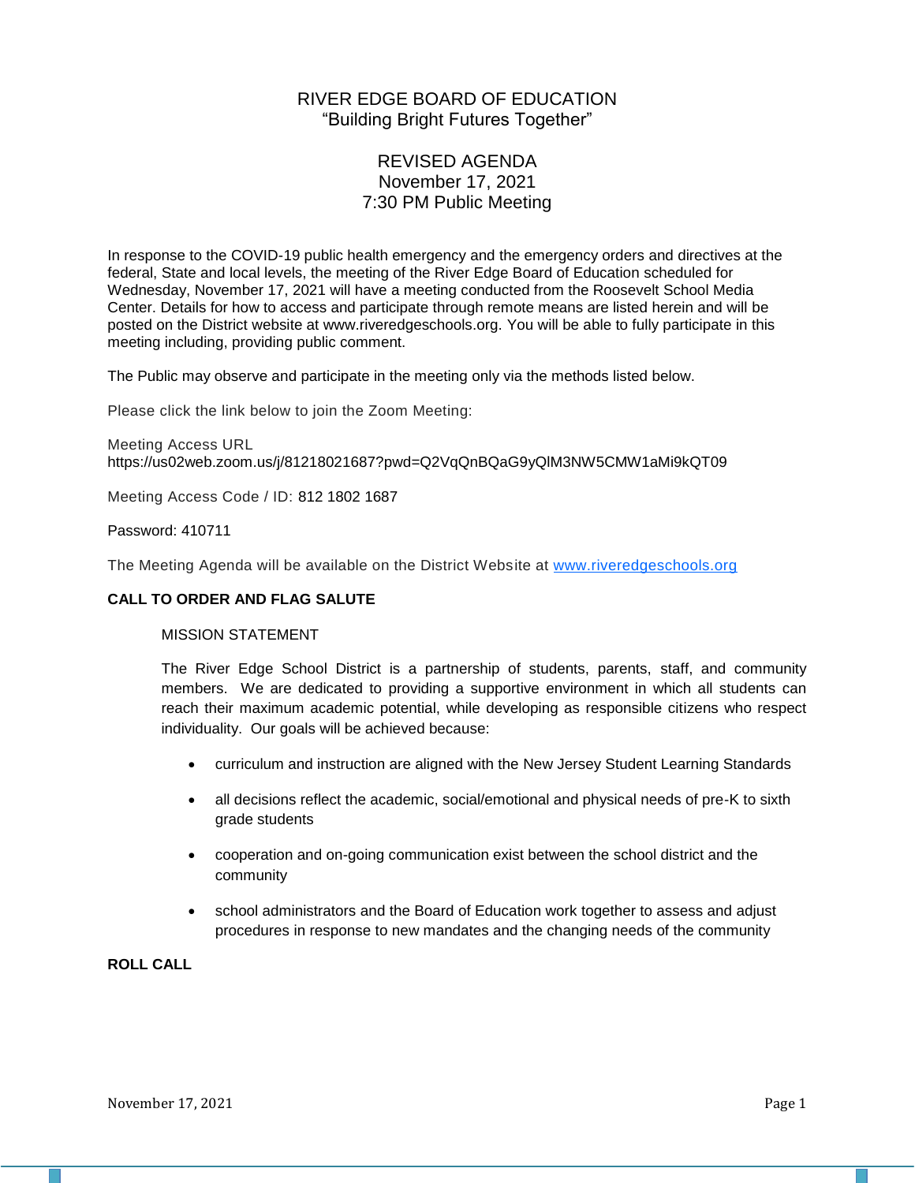# RIVER EDGE BOARD OF EDUCATION

"Building Bright Futures Together"

## REVISED AGENDA
November 17, 2021
7:30 PM Public Meeting

In response to the COVID-19 public health emergency and the emergency orders and directives at the federal, State and local levels, the meeting of the River Edge Board of Education scheduled for Wednesday, November 17, 2021 will have a meeting conducted from the Roosevelt School Media Center. Details for how to access and participate through remote means are listed herein and will be posted on the District website at www.riveredgeschools.org. You will be able to fully participate in this meeting including, providing public comment.

The Public may observe and participate in the meeting only via the methods listed below.

Please click the link below to join the Zoom Meeting:

Meeting Access URL
https://us02web.zoom.us/j/81218021687?pwd=Q2VqQnBQaG9yQlM3NW5CMW1aMi9kQT09

Meeting Access Code / ID: 812 1802 1687

Password: 410711

The Meeting Agenda will be available on the District Website at www.riveredgeschools.org

**CALL TO ORDER AND FLAG SALUTE**

MISSION STATEMENT

The River Edge School District is a partnership of students, parents, staff, and community members. We are dedicated to providing a supportive environment in which all students can reach their maximum academic potential, while developing as responsible citizens who respect individuality. Our goals will be achieved because:

- curriculum and instruction are aligned with the New Jersey Student Learning Standards
- all decisions reflect the academic, social/emotional and physical needs of pre-K to sixth grade students
- cooperation and on-going communication exist between the school district and the community
- school administrators and the Board of Education work together to assess and adjust procedures in response to new mandates and the changing needs of the community

**ROLL CALL**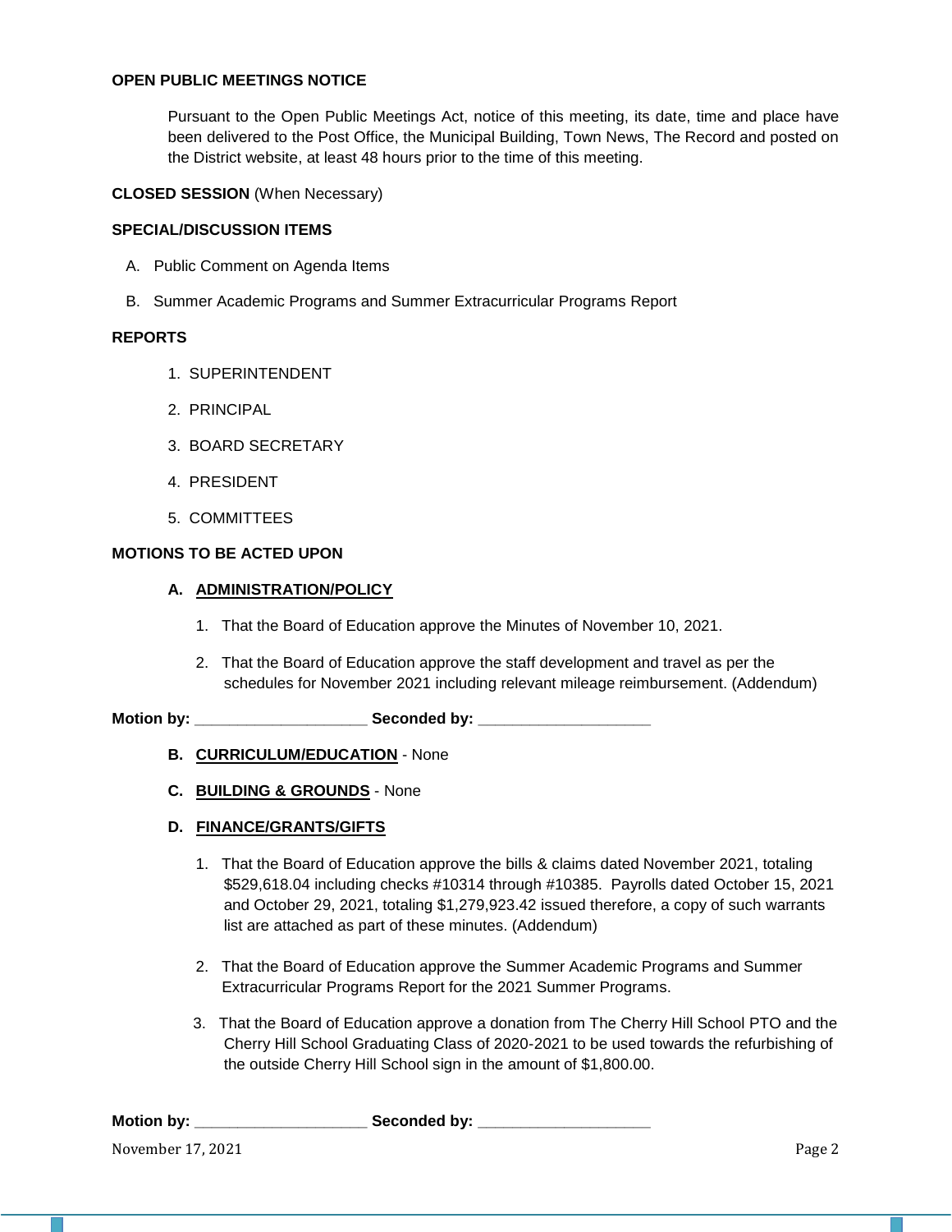**OPEN PUBLIC MEETINGS NOTICE**

Pursuant to the Open Public Meetings Act, notice of this meeting, its date, time and place have been delivered to the Post Office, the Municipal Building, Town News, The Record and posted on the District website, at least 48 hours prior to the time of this meeting.

**CLOSED SESSION** (When Necessary)

**SPECIAL/DISCUSSION ITEMS**

A. Public Comment on Agenda Items

B. Summer Academic Programs and Summer Extracurricular Programs Report

**REPORTS**

1. SUPERINTENDENT
2. PRINCIPAL
3. BOARD SECRETARY
4. PRESIDENT
5. COMMITTEES

**MOTIONS TO BE ACTED UPON**

**A. ADMINISTRATION/POLICY**

1. That the Board of Education approve the Minutes of November 10, 2021.
2. That the Board of Education approve the staff development and travel as per the schedules for November 2021 including relevant mileage reimbursement. (Addendum)

**Motion by:** ____________________ **Seconded by:** ____________________

**B. CURRICULUM/EDUCATION** - None

**C. BUILDING & GROUNDS** - None

**D. FINANCE/GRANTS/GIFTS**

1. That the Board of Education approve the bills & claims dated November 2021, totaling $529,618.04 including checks #10314 through #10385. Payrolls dated October 15, 2021 and October 29, 2021, totaling $1,279,923.42 issued therefore, a copy of such warrants list are attached as part of these minutes. (Addendum)
2. That the Board of Education approve the Summer Academic Programs and Summer Extracurricular Programs Report for the 2021 Summer Programs.
3. That the Board of Education approve a donation from The Cherry Hill School PTO and the Cherry Hill School Graduating Class of 2020-2021 to be used towards the refurbishing of the outside Cherry Hill School sign in the amount of $1,800.00.

**Motion by:** ____________________ **Seconded by:** ____________________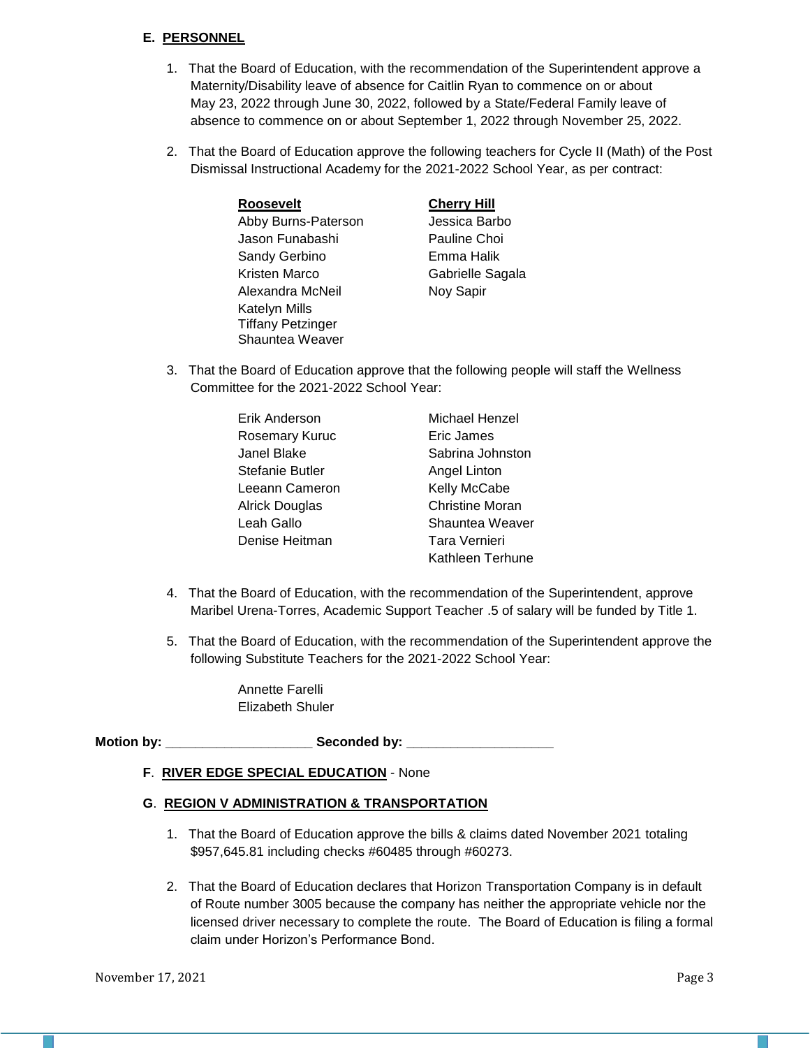## E. PERSONNEL

1. That the Board of Education, with the recommendation of the Superintendent approve a Maternity/Disability leave of absence for Caitlin Ryan to commence on or about May 23, 2022 through June 30, 2022, followed by a State/Federal Family leave of absence to commence on or about September 1, 2022 through November 25, 2022.

2. That the Board of Education approve the following teachers for Cycle II (Math) of the Post Dismissal Instructional Academy for the 2021-2022 School Year, as per contract:

| **Roosevelt** | **Cherry Hill** |
|---|---|
| Abby Burns-Paterson | Jessica Barbo |
| Jason Funabashi | Pauline Choi |
| Sandy Gerbino | Emma Halik |
| Kristen Marco | Gabrielle Sagala |
| Alexandra McNeil | Noy Sapir |
| Katelyn Mills | |
| Tiffany Petzinger | |
| Shauntea Weaver | |

3. That the Board of Education approve that the following people will staff the Wellness Committee for the 2021-2022 School Year:

| | |
|---|---|
| Erik Anderson | Michael Henzel |
| Rosemary Kuruc | Eric James |
| Janel Blake | Sabrina Johnston |
| Stefanie Butler | Angel Linton |
| Leeann Cameron | Kelly McCabe |
| Alrick Douglas | Christine Moran |
| Leah Gallo | Shauntea Weaver |
| Denise Heitman | Tara Vernieri |
| | Kathleen Terhune |

4. That the Board of Education, with the recommendation of the Superintendent, approve Maribel Urena-Torres, Academic Support Teacher .5 of salary will be funded by Title 1.

5. That the Board of Education, with the recommendation of the Superintendent approve the following Substitute Teachers for the 2021-2022 School Year:

   Annette Farelli
   Elizabeth Shuler

**Motion by:** ____________________ **Seconded by:** ____________________

**F**. **RIVER EDGE SPECIAL EDUCATION** - None

**G**. **REGION V ADMINISTRATION & TRANSPORTATION**

1. That the Board of Education approve the bills & claims dated November 2021 totaling $957,645.81 including checks #60485 through #60273.

2. That the Board of Education declares that Horizon Transportation Company is in default of Route number 3005 because the company has neither the appropriate vehicle nor the licensed driver necessary to complete the route. The Board of Education is filing a formal claim under Horizon's Performance Bond.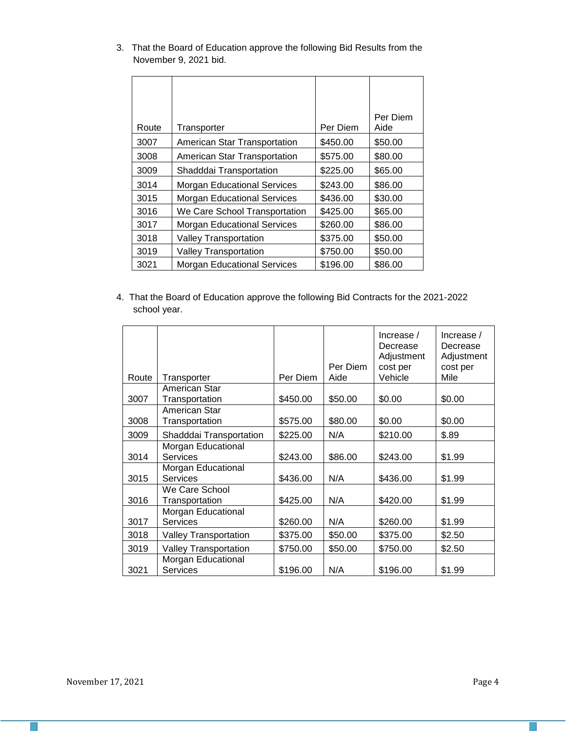3. That the Board of Education approve the following Bid Results from the November 9, 2021 bid.

| Route | Transporter | Per Diem | Per Diem Aide |
|---|---|---|---|
| 3007 | American Star Transportation | $450.00 | $50.00 |
| 3008 | American Star Transportation | $575.00 | $80.00 |
| 3009 | Shadddai Transportation | $225.00 | $65.00 |
| 3014 | Morgan Educational Services | $243.00 | $86.00 |
| 3015 | Morgan Educational Services | $436.00 | $30.00 |
| 3016 | We Care School Transportation | $425.00 | $65.00 |
| 3017 | Morgan Educational Services | $260.00 | $86.00 |
| 3018 | Valley Transportation | $375.00 | $50.00 |
| 3019 | Valley Transportation | $750.00 | $50.00 |
| 3021 | Morgan Educational Services | $196.00 | $86.00 |

4. That the Board of Education approve the following Bid Contracts for the 2021-2022 school year.

| Route | Transporter | Per Diem | Per Diem Aide | Increase / Decrease Adjustment cost per Vehicle | Increase / Decrease Adjustment cost per Mile |
|---|---|---|---|---|---|
| 3007 | American Star Transportation | $450.00 | $50.00 | $0.00 | $0.00 |
| 3008 | American Star Transportation | $575.00 | $80.00 | $0.00 | $0.00 |
| 3009 | Shadddai Transportation | $225.00 | N/A | $210.00 | $.89 |
| 3014 | Morgan Educational Services | $243.00 | $86.00 | $243.00 | $1.99 |
| 3015 | Morgan Educational Services | $436.00 | N/A | $436.00 | $1.99 |
| 3016 | We Care School Transportation | $425.00 | N/A | $420.00 | $1.99 |
| 3017 | Morgan Educational Services | $260.00 | N/A | $260.00 | $1.99 |
| 3018 | Valley Transportation | $375.00 | $50.00 | $375.00 | $2.50 |
| 3019 | Valley Transportation | $750.00 | $50.00 | $750.00 | $2.50 |
| 3021 | Morgan Educational Services | $196.00 | N/A | $196.00 | $1.99 |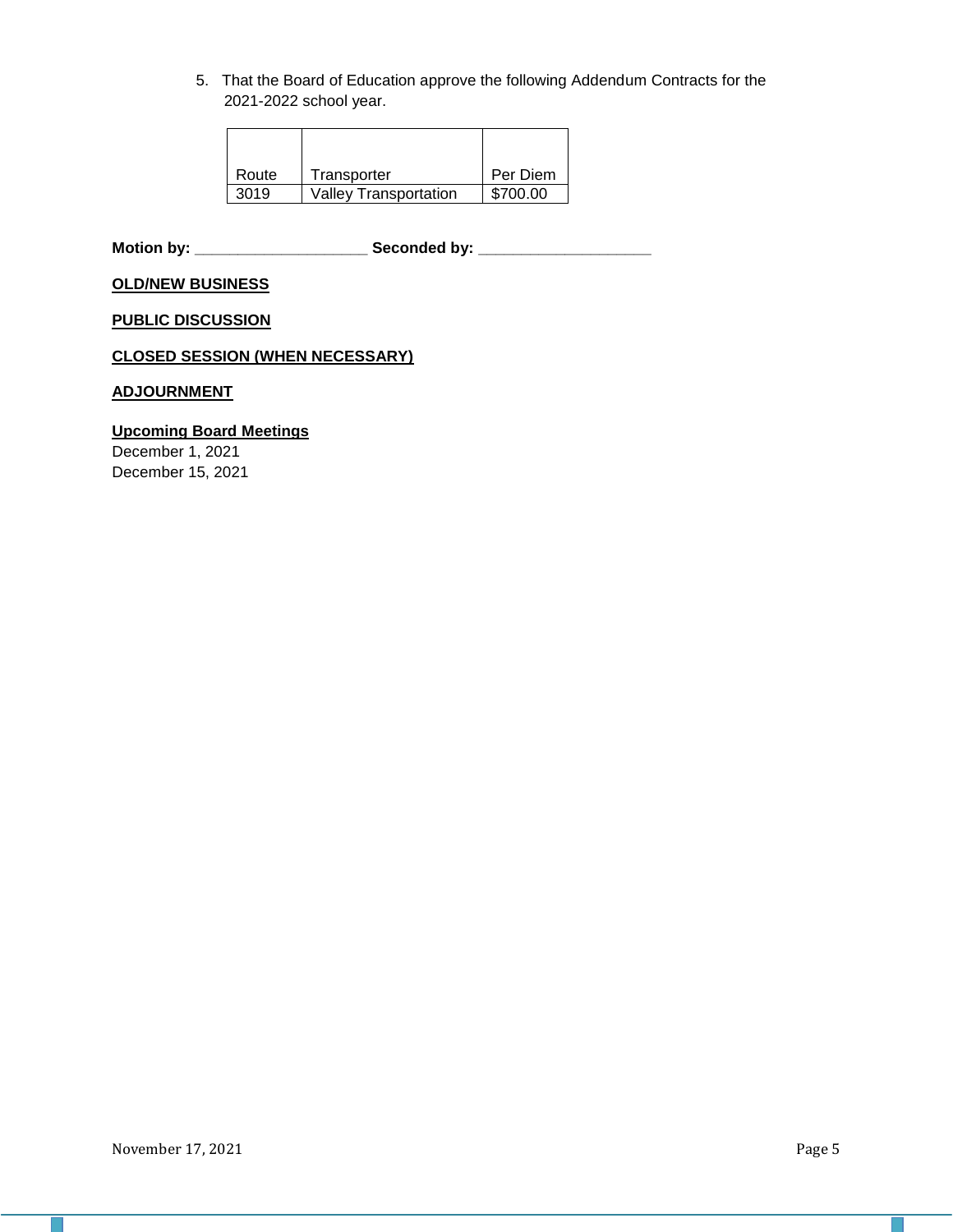5. That the Board of Education approve the following Addendum Contracts for the 2021-2022 school year.

| Route | Transporter | Per Diem |
|---|---|---|
| 3019 | Valley Transportation | $700.00 |

**Motion by: ____________________ Seconded by: ____________________**

**OLD/NEW BUSINESS**

**PUBLIC DISCUSSION**

**CLOSED SESSION (WHEN NECESSARY)**

**ADJOURNMENT**

**Upcoming Board Meetings**

December 1, 2021
December 15, 2021